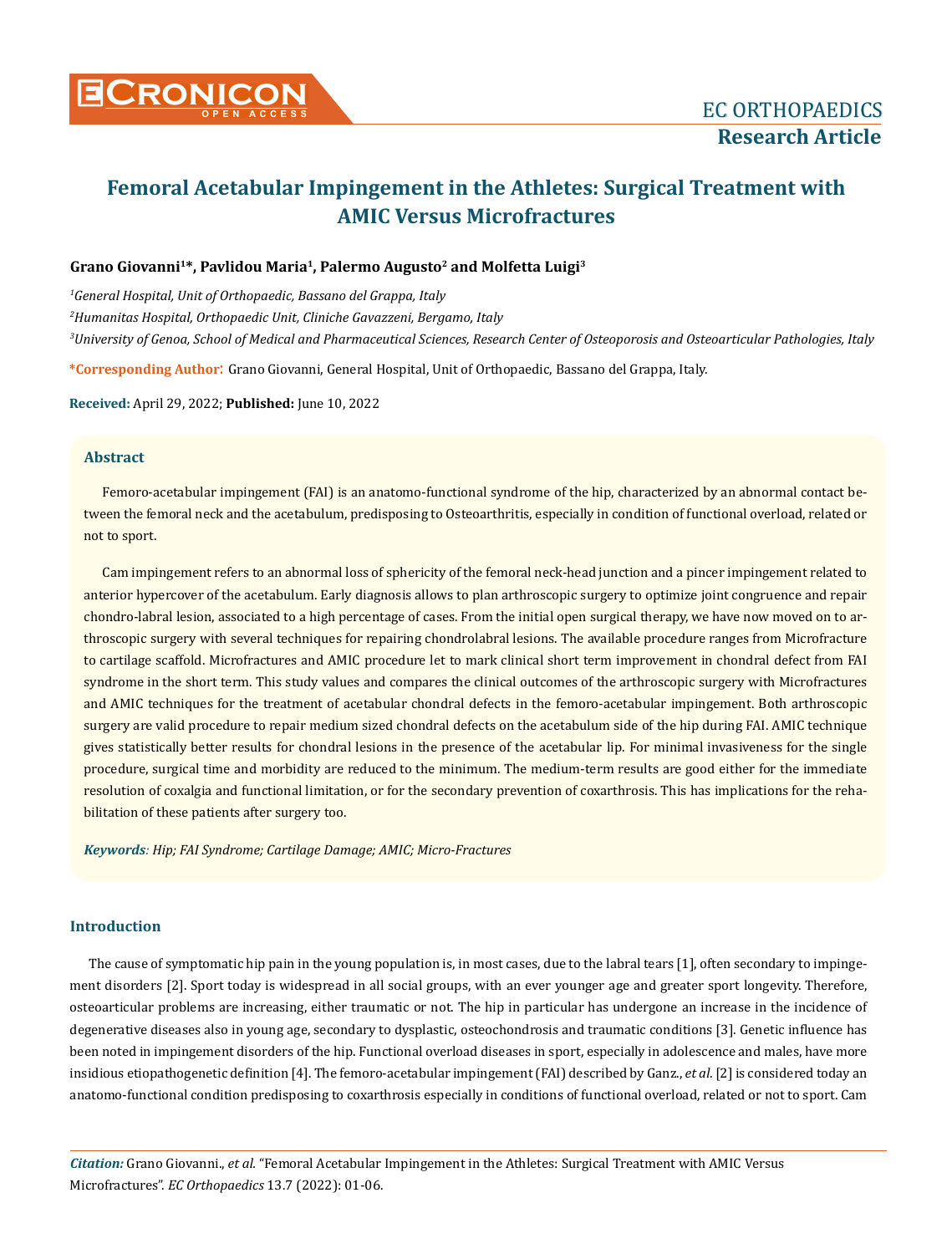# Femoral Acetabular Impingement in the Athletes: Surgical Treatment with AMIC Versus Microfractures

**Grano Giovanni[1]*, Pavlidou Maria[1], Palermo Augusto[2] and Molfetta Luigi[3]**

*[1]General Hospital, Unit of Orthopaedic, Bassano del Grappa, Italy*

*[2]Humanitas Hospital, Orthopaedic Unit, Cliniche Gavazzeni, Bergamo, Italy*

*[3]University of Genoa, School of Medical and Pharmaceutical Sciences, Research Center of Osteoporosis and Osteoarticular Pathologies, Italy*

**\*Corresponding Author:** Grano Giovanni, General Hospital, Unit of Orthopaedic, Bassano del Grappa, Italy.

**Received:** April 29, 2022; **Published:** June 10, 2022

## Abstract

Femoro-acetabular impingement (FAI) is an anatomo-functional syndrome of the hip, characterized by an abnormal contact between the femoral neck and the acetabulum, predisposing to Osteoarthritis, especially in condition of functional overload, related or not to sport.

Cam impingement refers to an abnormal loss of sphericity of the femoral neck-head junction and a pincer impingement related to anterior hypercover of the acetabulum. Early diagnosis allows to plan arthroscopic surgery to optimize joint congruence and repair chondro-labral lesion, associated to a high percentage of cases. From the initial open surgical therapy, we have now moved on to arthroscopic surgery with several techniques for repairing chondrolabral lesions. The available procedure ranges from Microfracture to cartilage scaffold. Microfractures and AMIC procedure let to mark clinical short term improvement in chondral defect from FAI syndrome in the short term. This study values and compares the clinical outcomes of the arthroscopic surgery with Microfractures and AMIC techniques for the treatment of acetabular chondral defects in the femoro-acetabular impingement. Both arthroscopic surgery are valid procedure to repair medium sized chondral defects on the acetabulum side of the hip during FAI. AMIC technique gives statistically better results for chondral lesions in the presence of the acetabular lip. For minimal invasiveness for the single procedure, surgical time and morbidity are reduced to the minimum. The medium-term results are good either for the immediate resolution of coxalgia and functional limitation, or for the secondary prevention of coxarthrosis. This has implications for the rehabilitation of these patients after surgery too.

***Keywords**: Hip; FAI Syndrome; Cartilage Damage; AMIC; Micro-Fractures*

## Introduction

The cause of symptomatic hip pain in the young population is, in most cases, due to the labral tears [1], often secondary to impingement disorders [2]. Sport today is widespread in all social groups, with an ever younger age and greater sport longevity. Therefore, osteoarticular problems are increasing, either traumatic or not. The hip in particular has undergone an increase in the incidence of degenerative diseases also in young age, secondary to dysplastic, osteochondrosis and traumatic conditions [3]. Genetic influence has been noted in impingement disorders of the hip. Functional overload diseases in sport, especially in adolescence and males, have more insidious etiopathogenetic definition [4]. The femoro-acetabular impingement (FAI) described by Ganz., *et al*. [2] is considered today an anatomo-functional condition predisposing to coxarthrosis especially in conditions of functional overload, related or not to sport. Cam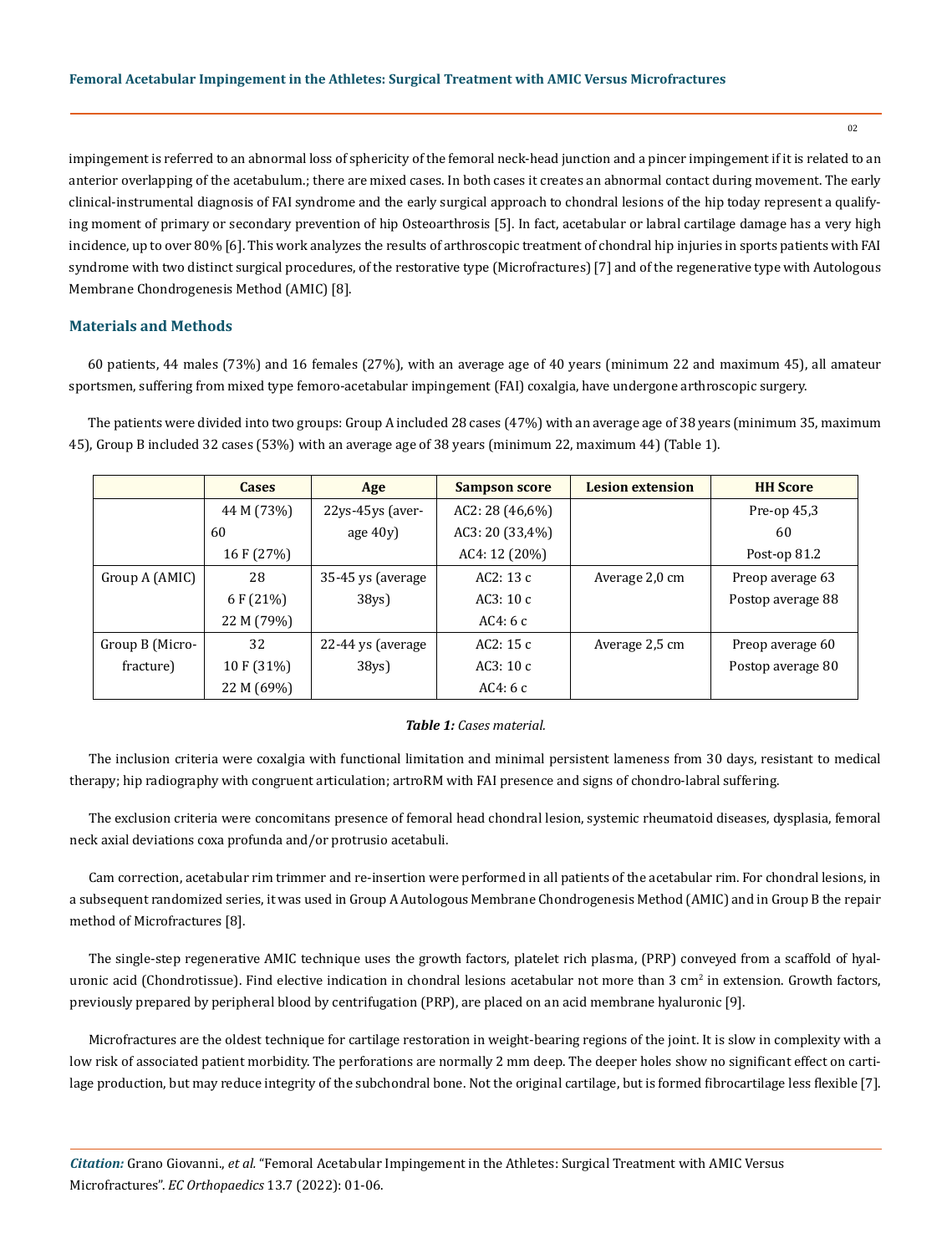impingement is referred to an abnormal loss of sphericity of the femoral neck-head junction and a pincer impingement if it is related to an anterior overlapping of the acetabulum.; there are mixed cases. In both cases it creates an abnormal contact during movement. The early clinical-instrumental diagnosis of FAI syndrome and the early surgical approach to chondral lesions of the hip today represent a qualifying moment of primary or secondary prevention of hip Osteoarthrosis [5]. In fact, acetabular or labral cartilage damage has a very high incidence, up to over 80% [6]. This work analyzes the results of arthroscopic treatment of chondral hip injuries in sports patients with FAI syndrome with two distinct surgical procedures, of the restorative type (Microfractures) [7] and of the regenerative type with Autologous Membrane Chondrogenesis Method (AMIC) [8].

## Materials and Methods

60 patients, 44 males (73%) and 16 females (27%), with an average age of 40 years (minimum 22 and maximum 45), all amateur sportsmen, suffering from mixed type femoro-acetabular impingement (FAI) coxalgia, have undergone arthroscopic surgery.

The patients were divided into two groups: Group A included 28 cases (47%) with an average age of 38 years (minimum 35, maximum 45), Group B included 32 cases (53%) with an average age of 38 years (minimum 22, maximum 44) (Table 1).

| | Cases | Age | Sampson score | Lesion extension | HH Score |
|---|---|---|---|---|---|
| | 44 M (73%)<br>60<br>16 F (27%) | 22ys-45ys (average 40y) | AC2: 28 (46,6%)<br>AC3: 20 (33,4%)<br>AC4: 12 (20%) | | Pre-op 45,3<br>60<br>Post-op 81.2 |
| Group A (AMIC) | 28<br>6 F (21%)<br>22 M (79%) | 35-45 ys (average 38ys) | AC2: 13 c<br>AC3: 10 c<br>AC4: 6 c | Average 2,0 cm | Preop average 63<br>Postop average 88 |
| Group B (Microfracture) | 32<br>10 F (31%)<br>22 M (69%) | 22-44 ys (average 38ys) | AC2: 15 c<br>AC3: 10 c<br>AC4: 6 c | Average 2,5 cm | Preop average 60<br>Postop average 80 |

***Table 1:*** *Cases material.*

The inclusion criteria were coxalgia with functional limitation and minimal persistent lameness from 30 days, resistant to medical therapy; hip radiography with congruent articulation; artroRM with FAI presence and signs of chondro-labral suffering.

The exclusion criteria were concomitans presence of femoral head chondral lesion, systemic rheumatoid diseases, dysplasia, femoral neck axial deviations coxa profunda and/or protrusio acetabuli.

Cam correction, acetabular rim trimmer and re-insertion were performed in all patients of the acetabular rim. For chondral lesions, in a subsequent randomized series, it was used in Group A Autologous Membrane Chondrogenesis Method (AMIC) and in Group B the repair method of Microfractures [8].

The single-step regenerative AMIC technique uses the growth factors, platelet rich plasma, (PRP) conveyed from a scaffold of hyaluronic acid (Chondrotissue). Find elective indication in chondral lesions acetabular not more than 3 $cm^2$ in extension. Growth factors, previously prepared by peripheral blood by centrifugation (PRP), are placed on an acid membrane hyaluronic [9].

Microfractures are the oldest technique for cartilage restoration in weight-bearing regions of the joint. It is slow in complexity with a low risk of associated patient morbidity. The perforations are normally 2 mm deep. The deeper holes show no significant effect on cartilage production, but may reduce integrity of the subchondral bone. Not the original cartilage, but is formed fibrocartilage less flexible [7].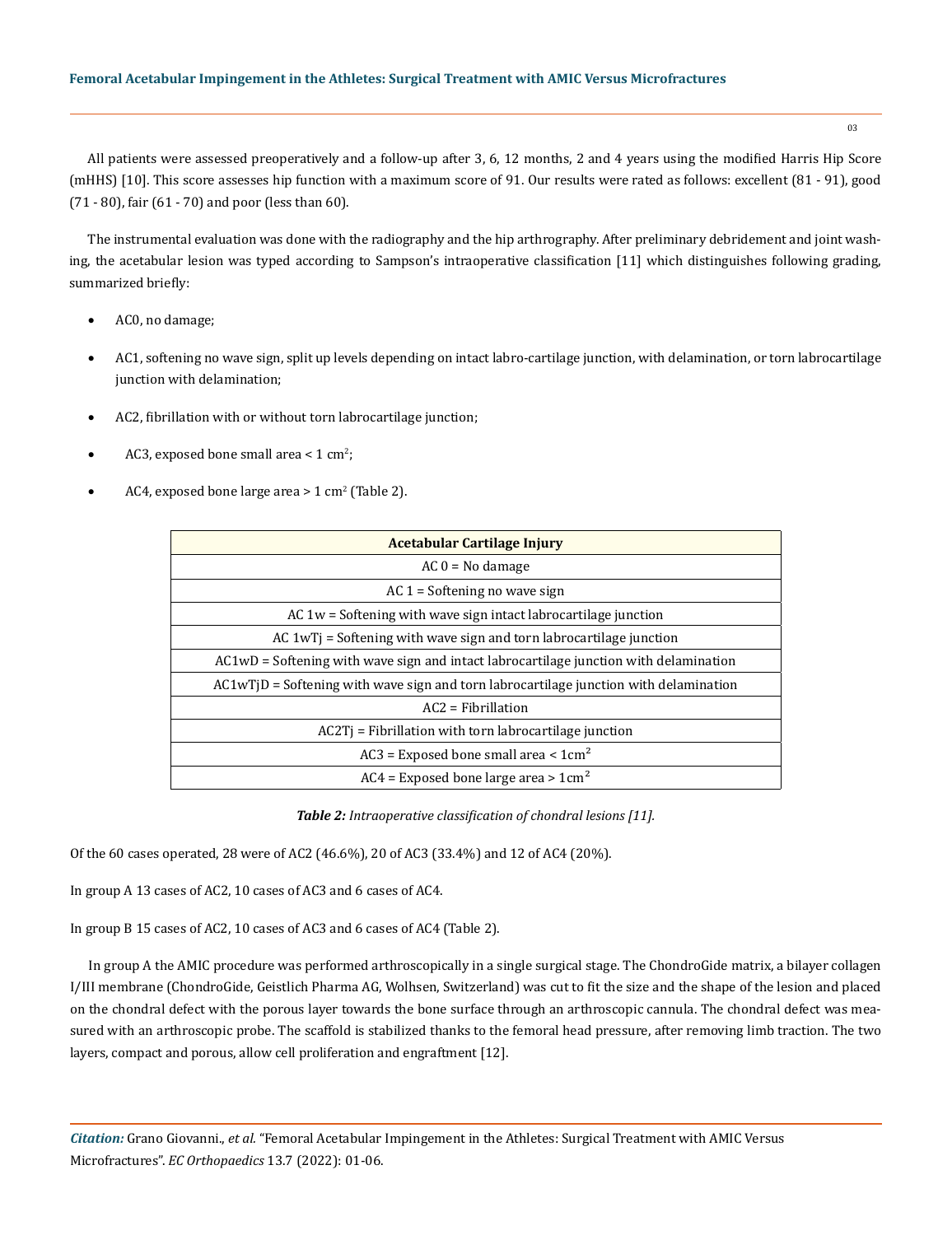All patients were assessed preoperatively and a follow-up after 3, 6, 12 months, 2 and 4 years using the modified Harris Hip Score (mHHS) [10]. This score assesses hip function with a maximum score of 91. Our results were rated as follows: excellent (81 - 91), good (71 - 80), fair (61 - 70) and poor (less than 60).

The instrumental evaluation was done with the radiography and the hip arthrography. After preliminary debridement and joint washing, the acetabular lesion was typed according to Sampson's intraoperative classification [11] which distinguishes following grading, summarized briefly:

- AC0, no damage;
- AC1, softening no wave sign, split up levels depending on intact labro-cartilage junction, with delamination, or torn labrocartilage junction with delamination;
- AC2, fibrillation with or without torn labrocartilage junction;
- AC3, exposed bone small area < 1 $cm^2$;
- AC4, exposed bone large area > 1 $cm^2$ (Table 2).

| Acetabular Cartilage Injury |
| --- |
| AC 0 = No damage |
| AC 1 = Softening no wave sign |
| AC 1w = Softening with wave sign intact labrocartilage junction |
| AC 1wTj = Softening with wave sign and torn labrocartilage junction |
| AC1wD = Softening with wave sign and intact labrocartilage junction with delamination |
| AC1wTjD = Softening with wave sign and torn labrocartilage junction with delamination |
| AC2 = Fibrillation |
| AC2Tj = Fibrillation with torn labrocartilage junction |
| AC3 = Exposed bone small area < 1$cm^2$ |
| AC4 = Exposed bone large area > 1$cm^2$ |

***Table 2:*** *Intraoperative classification of chondral lesions [11].*

Of the 60 cases operated, 28 were of AC2 (46.6%), 20 of AC3 (33.4%) and 12 of AC4 (20%).

In group A 13 cases of AC2, 10 cases of AC3 and 6 cases of AC4.

In group B 15 cases of AC2, 10 cases of AC3 and 6 cases of AC4 (Table 2).

In group A the AMIC procedure was performed arthroscopically in a single surgical stage. The ChondroGide matrix, a bilayer collagen I/III membrane (ChondroGide, Geistlich Pharma AG, Wolhsen, Switzerland) was cut to fit the size and the shape of the lesion and placed on the chondral defect with the porous layer towards the bone surface through an arthroscopic cannula. The chondral defect was measured with an arthroscopic probe. The scaffold is stabilized thanks to the femoral head pressure, after removing limb traction. The two layers, compact and porous, allow cell proliferation and engraftment [12].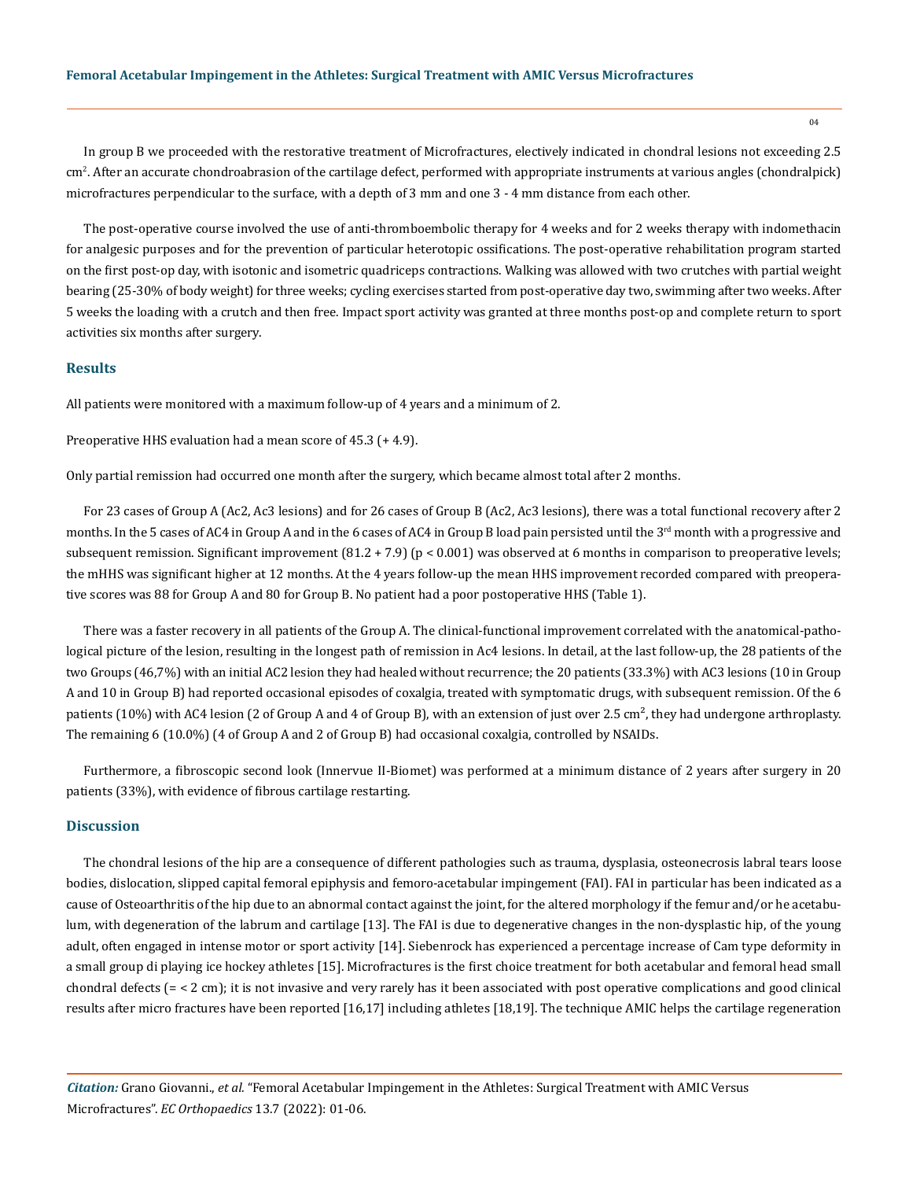In group B we proceeded with the restorative treatment of Microfractures, electively indicated in chondral lesions not exceeding 2.5 $cm^2$. After an accurate chondroabrasion of the cartilage defect, performed with appropriate instruments at various angles (chondralpick) microfractures perpendicular to the surface, with a depth of 3 mm and one 3 - 4 mm distance from each other.

The post-operative course involved the use of anti-thromboembolic therapy for 4 weeks and for 2 weeks therapy with indomethacin for analgesic purposes and for the prevention of particular heterotopic ossifications. The post-operative rehabilitation program started on the first post-op day, with isotonic and isometric quadriceps contractions. Walking was allowed with two crutches with partial weight bearing (25-30% of body weight) for three weeks; cycling exercises started from post-operative day two, swimming after two weeks. After 5 weeks the loading with a crutch and then free. Impact sport activity was granted at three months post-op and complete return to sport activities six months after surgery.

## Results

All patients were monitored with a maximum follow-up of 4 years and a minimum of 2.

Preoperative HHS evaluation had a mean score of 45.3 (+ 4.9).

Only partial remission had occurred one month after the surgery, which became almost total after 2 months.

For 23 cases of Group A (Ac2, Ac3 lesions) and for 26 cases of Group B (Ac2, Ac3 lesions), there was a total functional recovery after 2 months. In the 5 cases of AC4 in Group A and in the 6 cases of AC4 in Group B load pain persisted until the 3rd month with a progressive and subsequent remission. Significant improvement (81.2 + 7.9) ($p < 0.001$) was observed at 6 months in comparison to preoperative levels; the mHHS was significant higher at 12 months. At the 4 years follow-up the mean HHS improvement recorded compared with preoperative scores was 88 for Group A and 80 for Group B. No patient had a poor postoperative HHS (Table 1).

There was a faster recovery in all patients of the Group A. The clinical-functional improvement correlated with the anatomical-pathological picture of the lesion, resulting in the longest path of remission in Ac4 lesions. In detail, at the last follow-up, the 28 patients of the two Groups (46,7%) with an initial AC2 lesion they had healed without recurrence; the 20 patients (33.3%) with AC3 lesions (10 in Group A and 10 in Group B) had reported occasional episodes of coxalgia, treated with symptomatic drugs, with subsequent remission. Of the 6 patients (10%) with AC4 lesion (2 of Group A and 4 of Group B), with an extension of just over 2.5 $cm^2$, they had undergone arthroplasty. The remaining 6 (10.0%) (4 of Group A and 2 of Group B) had occasional coxalgia, controlled by NSAIDs.

Furthermore, a fibroscopic second look (Innervue II-Biomet) was performed at a minimum distance of 2 years after surgery in 20 patients (33%), with evidence of fibrous cartilage restarting.

## Discussion

The chondral lesions of the hip are a consequence of different pathologies such as trauma, dysplasia, osteonecrosis labral tears loose bodies, dislocation, slipped capital femoral epiphysis and femoro-acetabular impingement (FAI). FAI in particular has been indicated as a cause of Osteoarthritis of the hip due to an abnormal contact against the joint, for the altered morphology if the femur and/or he acetabulum, with degeneration of the labrum and cartilage [13]. The FAI is due to degenerative changes in the non-dysplastic hip, of the young adult, often engaged in intense motor or sport activity [14]. Siebenrock has experienced a percentage increase of Cam type deformity in a small group di playing ice hockey athletes [15]. Microfractures is the first choice treatment for both acetabular and femoral head small chondral defects (= < 2 cm); it is not invasive and very rarely has it been associated with post operative complications and good clinical results after micro fractures have been reported [16,17] including athletes [18,19]. The technique AMIC helps the cartilage regeneration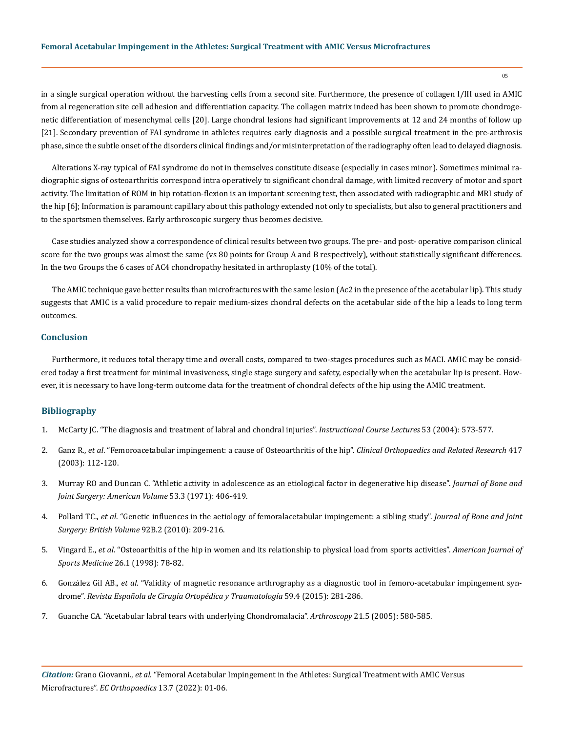in a single surgical operation without the harvesting cells from a second site. Furthermore, the presence of collagen I/III used in AMIC from al regeneration site cell adhesion and differentiation capacity. The collagen matrix indeed has been shown to promote chondrogenetic differentiation of mesenchymal cells [20]. Large chondral lesions had significant improvements at 12 and 24 months of follow up [21]. Secondary prevention of FAI syndrome in athletes requires early diagnosis and a possible surgical treatment in the pre-arthrosis phase, since the subtle onset of the disorders clinical findings and/or misinterpretation of the radiography often lead to delayed diagnosis.

Alterations X-ray typical of FAI syndrome do not in themselves constitute disease (especially in cases minor). Sometimes minimal radiographic signs of osteoarthritis correspond intra operatively to significant chondral damage, with limited recovery of motor and sport activity. The limitation of ROM in hip rotation-flexion is an important screening test, then associated with radiographic and MRI study of the hip [6]; Information is paramount capillary about this pathology extended not only to specialists, but also to general practitioners and to the sportsmen themselves. Early arthroscopic surgery thus becomes decisive.

Case studies analyzed show a correspondence of clinical results between two groups. The pre- and post- operative comparison clinical score for the two groups was almost the same (vs 80 points for Group A and B respectively), without statistically significant differences. In the two Groups the 6 cases of AC4 chondropathy hesitated in arthroplasty (10% of the total).

The AMIC technique gave better results than microfractures with the same lesion (Ac2 in the presence of the acetabular lip). This study suggests that AMIC is a valid procedure to repair medium-sizes chondral defects on the acetabular side of the hip a leads to long term outcomes.

## Conclusion

Furthermore, it reduces total therapy time and overall costs, compared to two-stages procedures such as MACI. AMIC may be considered today a first treatment for minimal invasiveness, single stage surgery and safety, especially when the acetabular lip is present. However, it is necessary to have long-term outcome data for the treatment of chondral defects of the hip using the AMIC treatment.

## Bibliography

1. McCarty JC. "The diagnosis and treatment of labral and chondral injuries". *Instructional Course Lectures* 53 (2004): 573-577.
2. Ganz R., *et al*. "Femoroacetabular impingement: a cause of Osteoarthritis of the hip". *Clinical Orthopaedics and Related Research* 417 (2003): 112-120.
3. Murray RO and Duncan C. "Athletic activity in adolescence as an etiological factor in degenerative hip disease". *Journal of Bone and Joint Surgery: American Volume* 53.3 (1971): 406-419.
4. Pollard TC., *et al*. "Genetic influences in the aetiology of femoralacetabular impingement: a sibling study". *Journal of Bone and Joint Surgery: British Volume* 92B.2 (2010): 209-216.
5. Vingard E., *et al*. "Osteoarthitis of the hip in women and its relationship to physical load from sports activities". *American Journal of Sports Medicine* 26.1 (1998): 78-82.
6. González Gil AB., *et al*. "Validity of magnetic resonance arthrography as a diagnostic tool in femoro-acetabular impingement syndrome". *Revista Española de Cirugía Ortopédica y Traumatología* 59.4 (2015): 281-286.
7. Guanche CA. "Acetabular labral tears with underlying Chondromalacia". *Arthroscopy* 21.5 (2005): 580-585.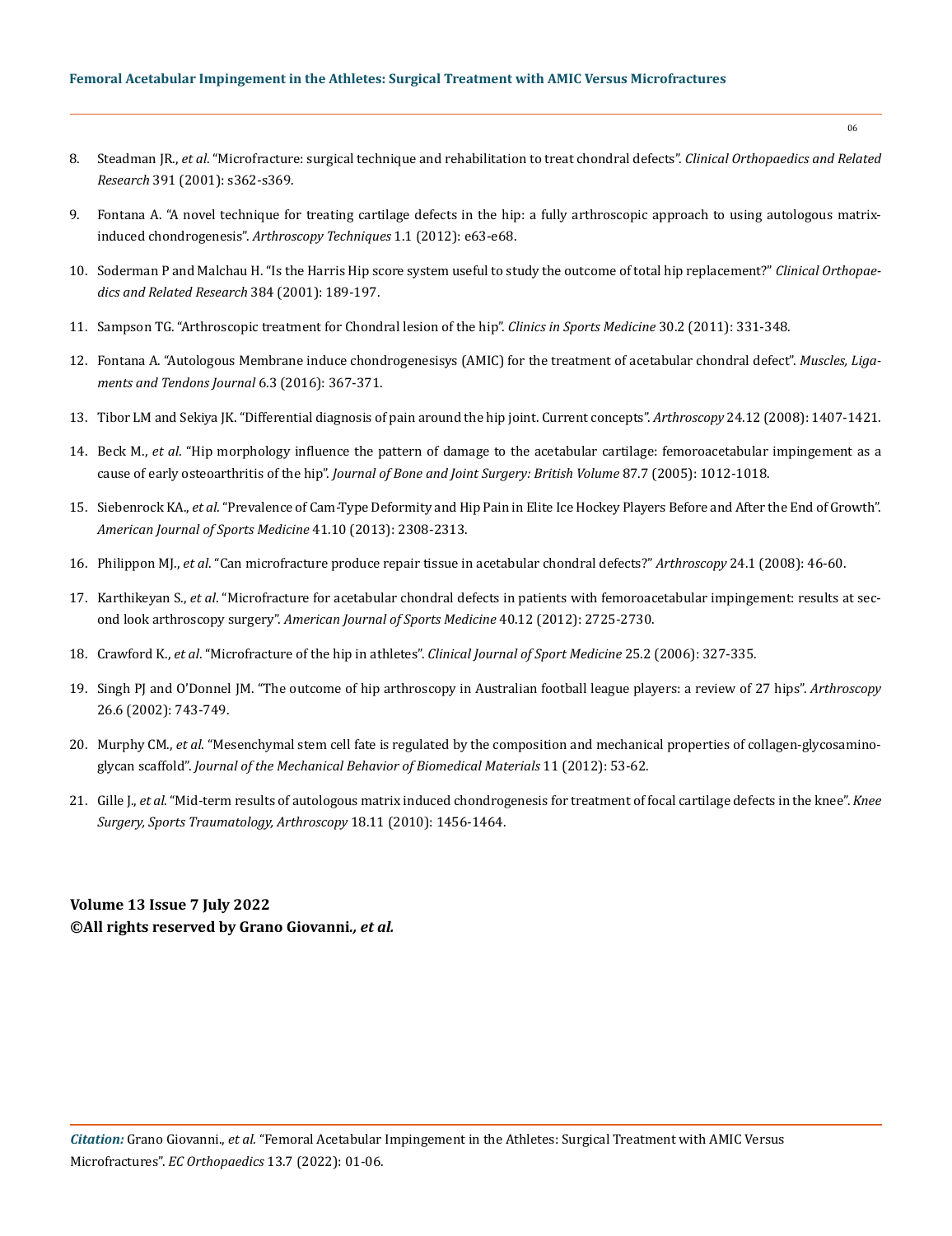8. Steadman JR., *et al*. "Microfracture: surgical technique and rehabilitation to treat chondral defects". *Clinical Orthopaedics and Related Research* 391 (2001): s362-s369.
9. Fontana A. "A novel technique for treating cartilage defects in the hip: a fully arthroscopic approach to using autologous matrix-induced chondrogenesis". *Arthroscopy Techniques* 1.1 (2012): e63-e68.
10. Soderman P and Malchau H. "Is the Harris Hip score system useful to study the outcome of total hip replacement?" *Clinical Orthopaedics and Related Research* 384 (2001): 189-197.
11. Sampson TG. "Arthroscopic treatment for Chondral lesion of the hip". *Clinics in Sports Medicine* 30.2 (2011): 331-348.
12. Fontana A. "Autologous Membrane induce chondrogenesisys (AMIC) for the treatment of acetabular chondral defect". *Muscles, Ligaments and Tendons Journal* 6.3 (2016): 367-371.
13. Tibor LM and Sekiya JK. "Differential diagnosis of pain around the hip joint. Current concepts". *Arthroscopy* 24.12 (2008): 1407-1421.
14. Beck M., *et al*. "Hip morphology influence the pattern of damage to the acetabular cartilage: femoroacetabular impingement as a cause of early osteoarthritis of the hip". *Journal of Bone and Joint Surgery: British Volume* 87.7 (2005): 1012-1018.
15. Siebenrock KA., *et al*. "Prevalence of Cam-Type Deformity and Hip Pain in Elite Ice Hockey Players Before and After the End of Growth". *American Journal of Sports Medicine* 41.10 (2013): 2308-2313.
16. Philippon MJ., *et al*. "Can microfracture produce repair tissue in acetabular chondral defects?" *Arthroscopy* 24.1 (2008): 46-60.
17. Karthikeyan S., *et al*. "Microfracture for acetabular chondral defects in patients with femoroacetabular impingement: results at second look arthroscopy surgery". *American Journal of Sports Medicine* 40.12 (2012): 2725-2730.
18. Crawford K., *et al*. "Microfracture of the hip in athletes". *Clinical Journal of Sport Medicine* 25.2 (2006): 327-335.
19. Singh PJ and O'Donnel JM. "The outcome of hip arthroscopy in Australian football league players: a review of 27 hips". *Arthroscopy* 26.6 (2002): 743-749.
20. Murphy CM., *et al*. "Mesenchymal stem cell fate is regulated by the composition and mechanical properties of collagen-glycosaminoglycan scaffold". *Journal of the Mechanical Behavior of Biomedical Materials* 11 (2012): 53-62.
21. Gille J., *et al*. "Mid-term results of autologous matrix induced chondrogenesis for treatment of focal cartilage defects in the knee". *Knee Surgery, Sports Traumatology, Arthroscopy* 18.11 (2010): 1456-1464.

**Volume 13 Issue 7 July 2022**
**©All rights reserved by Grano Giovanni*., et al.***